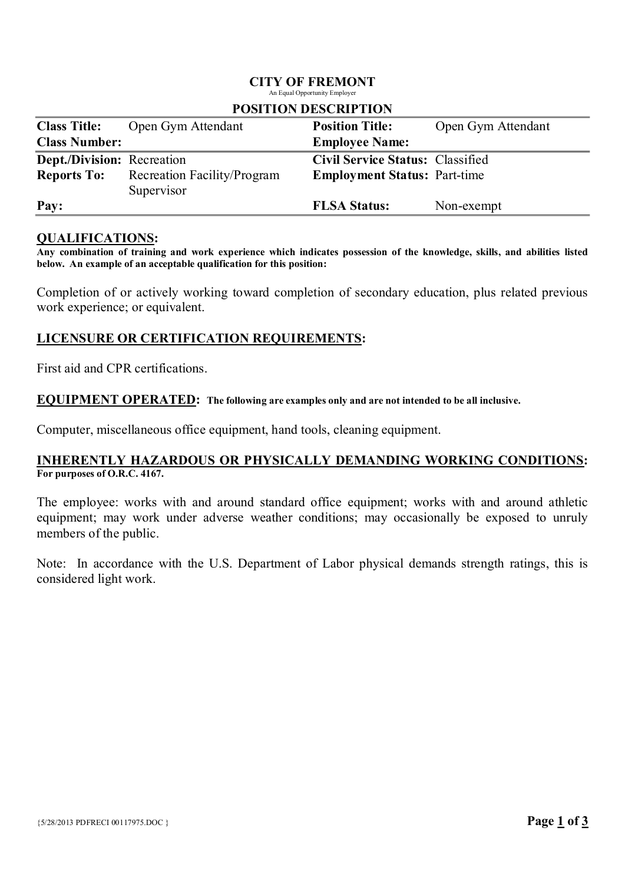# CITY OF FREMONT

An Equal Opportunity Employer

## POSITION DESCRIPTION

| | | | |
|---|---|---|---|
| **Class Title:** | Open Gym Attendant | **Position Title:** | Open Gym Attendant |
| **Class Number:** | | **Employee Name:** | |
| **Dept./Division:** | Recreation | **Civil Service Status:** | Classified |
| **Reports To:** | Recreation Facility/Program Supervisor | **Employment Status:** | Part-time |
| **Pay:** | | **FLSA Status:** | Non-exempt |

## QUALIFICATIONS:

**Any combination of training and work experience which indicates possession of the knowledge, skills, and abilities listed below. An example of an acceptable qualification for this position:**

Completion of or actively working toward completion of secondary education, plus related previous work experience; or equivalent.

## LICENSURE OR CERTIFICATION REQUIREMENTS:

First aid and CPR certifications.

## EQUIPMENT OPERATED: 

**The following are examples only and are not intended to be all inclusive.**

Computer, miscellaneous office equipment, hand tools, cleaning equipment.

## INHERENTLY HAZARDOUS OR PHYSICALLY DEMANDING WORKING CONDITIONS:

**For purposes of O.R.C. 4167.**

The employee: works with and around standard office equipment; works with and around athletic equipment; may work under adverse weather conditions; may occasionally be exposed to unruly members of the public.

Note: In accordance with the U.S. Department of Labor physical demands strength ratings, this is considered light work.

{5/28/2013 PDFRECI 00117975.DOC }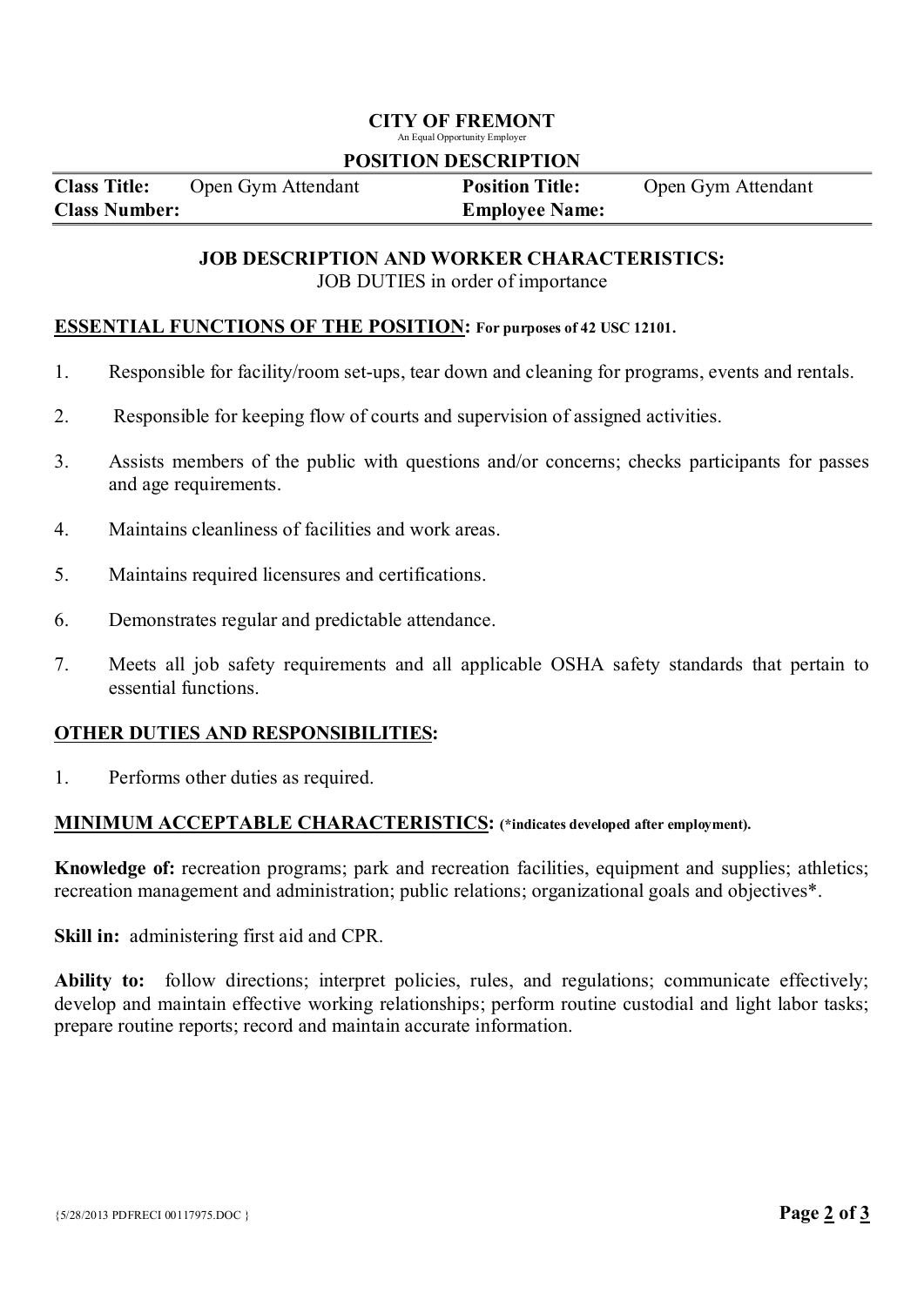# CITY OF FREMONT

An Equal Opportunity Employer

## POSITION DESCRIPTION

| **Class Title:** | Open Gym Attendant | **Position Title:** | Open Gym Attendant |
|---|---|---|---|
| **Class Number:** | | **Employee Name:** | |

### JOB DESCRIPTION AND WORKER CHARACTERISTICS:

JOB DUTIES in order of importance

**ESSENTIAL FUNCTIONS OF THE POSITION: For purposes of 42 USC 12101.**

1. Responsible for facility/room set-ups, tear down and cleaning for programs, events and rentals.
2. Responsible for keeping flow of courts and supervision of assigned activities.
3. Assists members of the public with questions and/or concerns; checks participants for passes and age requirements.
4. Maintains cleanliness of facilities and work areas.
5. Maintains required licensures and certifications.
6. Demonstrates regular and predictable attendance.
7. Meets all job safety requirements and all applicable OSHA safety standards that pertain to essential functions.

**OTHER DUTIES AND RESPONSIBILITIES:**

1. Performs other duties as required.

**MINIMUM ACCEPTABLE CHARACTERISTICS: (*indicates developed after employment).**

**Knowledge of:** recreation programs; park and recreation facilities, equipment and supplies; athletics; recreation management and administration; public relations; organizational goals and objectives*.

**Skill in:** administering first aid and CPR.

**Ability to:** follow directions; interpret policies, rules, and regulations; communicate effectively; develop and maintain effective working relationships; perform routine custodial and light labor tasks; prepare routine reports; record and maintain accurate information.

{5/28/2013 PDFRECI 00117975.DOC }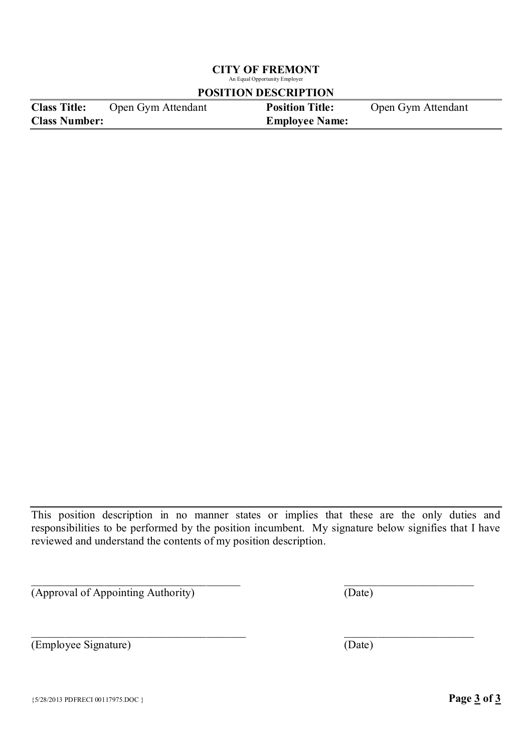**CITY OF FREMONT**

An Equal Opportunity Employer

**POSITION DESCRIPTION**

| | | | |
|---|---|---|---|
| **Class Title:** | Open Gym Attendant | **Position Title:** | Open Gym Attendant |
| **Class Number:** | | **Employee Name:** | |

This position description in no manner states or implies that these are the only duties and responsibilities to be performed by the position incumbent. My signature below signifies that I have reviewed and understand the contents of my position description.

\_\_\_\_\_\_\_\_\_\_\_\_\_\_\_\_\_\_\_\_\_\_\_\_\_\_\_\_\_\_\_\_\_\_\_\_\_\_ \_\_\_\_\_\_\_\_\_\_\_\_\_\_\_\_\_\_\_\_\_\_\_\_
(Approval of Appointing Authority) (Date)

\_\_\_\_\_\_\_\_\_\_\_\_\_\_\_\_\_\_\_\_\_\_\_\_\_\_\_\_\_\_\_\_\_\_\_\_\_\_ \_\_\_\_\_\_\_\_\_\_\_\_\_\_\_\_\_\_\_\_\_\_\_\_
(Employee Signature) (Date)

{5/28/2013 PDFRECI 00117975.DOC }